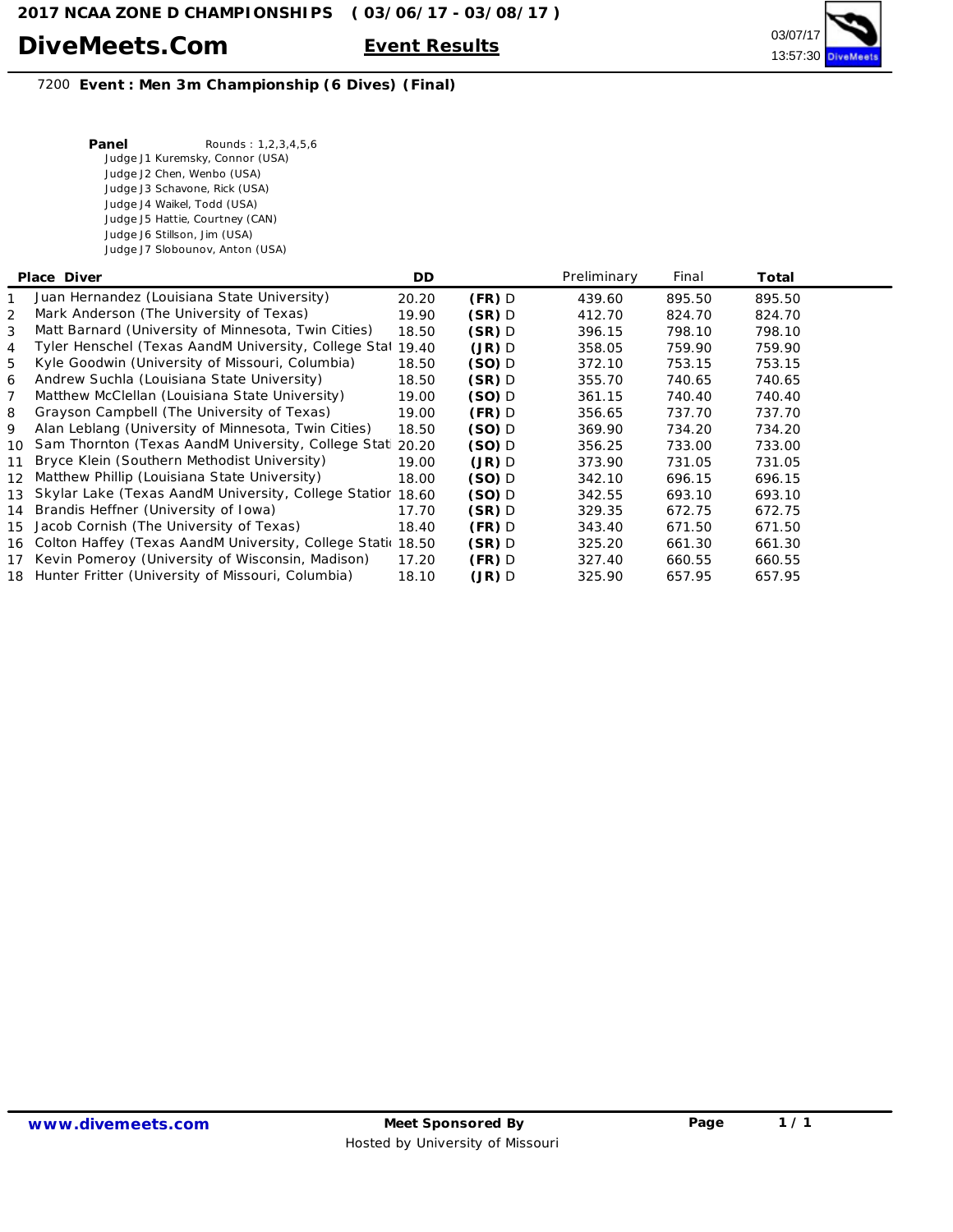**2017 NCAA ZONE D CHAMPIONSHIPS ( 03/06/17 - 03/08/17 )**

# DiveMeets.Com

**Event Results**

03/07/17
13:57:30

7200 **Event : Men 3m Championship (6 Dives) (Final)**

**Panel** Rounds : 1,2,3,4,5,6

Judge J1 Kuremsky, Connor (USA)
Judge J2 Chen, Wenbo (USA)
Judge J3 Schavone, Rick (USA)
Judge J4 Waikel, Todd (USA)
Judge J5 Hattie, Courtney (CAN)
Judge J6 Stillson, Jim (USA)
Judge J7 Slobounov, Anton (USA)

| Place | Diver | DD | | Preliminary | Final | Total |
|---|---|---|---|---|---|---|
| 1 | Juan Hernandez (Louisiana State University) | 20.20 | **(FR)** D | 439.60 | 895.50 | 895.50 |
| 2 | Mark Anderson (The University of Texas) | 19.90 | **(SR)** D | 412.70 | 824.70 | 824.70 |
| 3 | Matt Barnard (University of Minnesota, Twin Cities) | 18.50 | **(SR)** D | 396.15 | 798.10 | 798.10 |
| 4 | Tyler Henschel (Texas AandM University, College Stat | 19.40 | **(JR)** D | 358.05 | 759.90 | 759.90 |
| 5 | Kyle Goodwin (University of Missouri, Columbia) | 18.50 | **(SO)** D | 372.10 | 753.15 | 753.15 |
| 6 | Andrew Suchla (Louisiana State University) | 18.50 | **(SR)** D | 355.70 | 740.65 | 740.65 |
| 7 | Matthew McClellan (Louisiana State University) | 19.00 | **(SO)** D | 361.15 | 740.40 | 740.40 |
| 8 | Grayson Campbell (The University of Texas) | 19.00 | **(FR)** D | 356.65 | 737.70 | 737.70 |
| 9 | Alan Leblang (University of Minnesota, Twin Cities) | 18.50 | **(SO)** D | 369.90 | 734.20 | 734.20 |
| 10 | Sam Thornton (Texas AandM University, College Stat | 20.20 | **(SO)** D | 356.25 | 733.00 | 733.00 |
| 11 | Bryce Klein (Southern Methodist University) | 19.00 | **(JR)** D | 373.90 | 731.05 | 731.05 |
| 12 | Matthew Phillip (Louisiana State University) | 18.00 | **(SO)** D | 342.10 | 696.15 | 696.15 |
| 13 | Skylar Lake (Texas AandM University, College Station | 18.60 | **(SO)** D | 342.55 | 693.10 | 693.10 |
| 14 | Brandis Heffner (University of Iowa) | 17.70 | **(SR)** D | 329.35 | 672.75 | 672.75 |
| 15 | Jacob Cornish (The University of Texas) | 18.40 | **(FR)** D | 343.40 | 671.50 | 671.50 |
| 16 | Colton Haffey (Texas AandM University, College Stati | 18.50 | **(SR)** D | 325.20 | 661.30 | 661.30 |
| 17 | Kevin Pomeroy (University of Wisconsin, Madison) | 17.20 | **(FR)** D | 327.40 | 660.55 | 660.55 |
| 18 | Hunter Fritter (University of Missouri, Columbia) | 18.10 | **(JR)** D | 325.90 | 657.95 | 657.95 |

**www.divemeets.com** **Meet Sponsored By**
Hosted by University of Missouri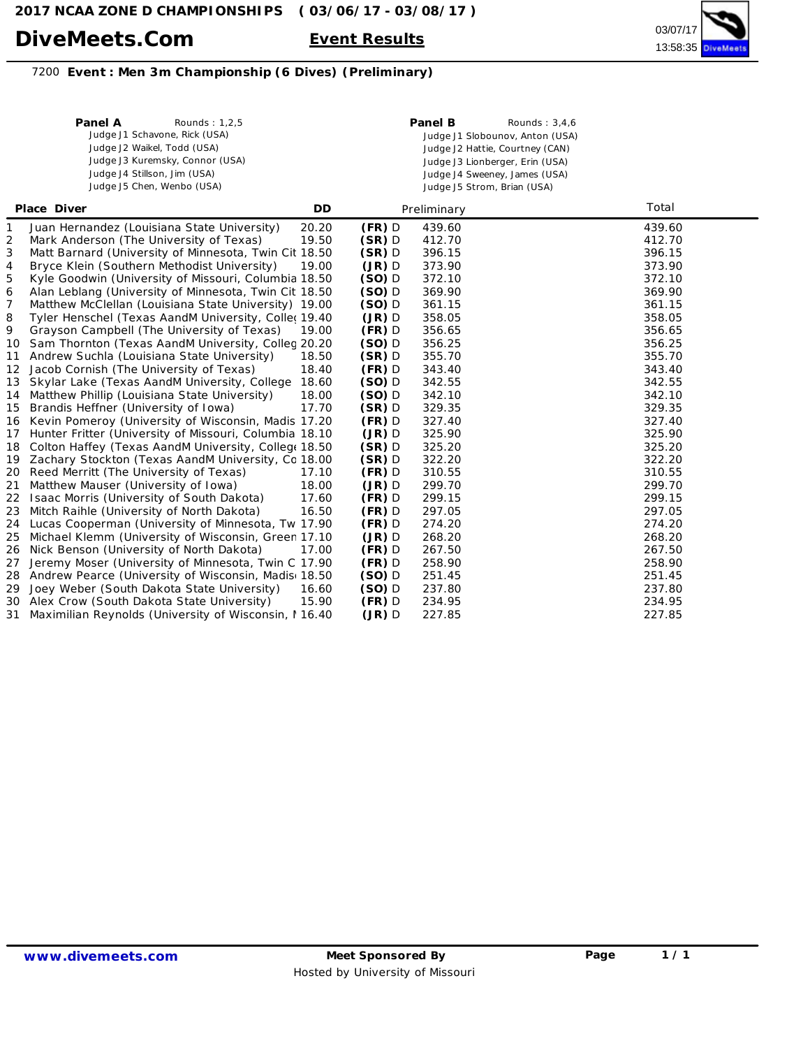**2017 NCAA ZONE D CHAMPIONSHIPS ( 03/06/17 - 03/08/17 )**

# DiveMeets.Com

**Event Results**

03/07/17
13:58:35

7200 **Event : Men 3m Championship (6 Dives) (Preliminary)**

**Panel A** Rounds : 1,2,5
Judge J1 Schavone, Rick (USA)
Judge J2 Waikel, Todd (USA)
Judge J3 Kuremsky, Connor (USA)
Judge J4 Stillson, Jim (USA)
Judge J5 Chen, Wenbo (USA)

**Panel B** Rounds : 3,4,6
Judge J1 Slobounov, Anton (USA)
Judge J2 Hattie, Courtney (CAN)
Judge J3 Lionberger, Erin (USA)
Judge J4 Sweeney, James (USA)
Judge J5 Strom, Brian (USA)

| Place | Diver | DD | | Preliminary | Total |
|---|---|---|---|---|---|
| 1 | Juan Hernandez (Louisiana State University) | 20.20 | **(FR)** D | 439.60 | 439.60 |
| 2 | Mark Anderson (The University of Texas) | 19.50 | **(SR)** D | 412.70 | 412.70 |
| 3 | Matt Barnard (University of Minnesota, Twin Cit | 18.50 | **(SR)** D | 396.15 | 396.15 |
| 4 | Bryce Klein (Southern Methodist University) | 19.00 | **(JR)** D | 373.90 | 373.90 |
| 5 | Kyle Goodwin (University of Missouri, Columbia | 18.50 | **(SO)** D | 372.10 | 372.10 |
| 6 | Alan Leblang (University of Minnesota, Twin Cit | 18.50 | **(SO)** D | 369.90 | 369.90 |
| 7 | Matthew McClellan (Louisiana State University) | 19.00 | **(SO)** D | 361.15 | 361.15 |
| 8 | Tyler Henschel (Texas AandM University, Colleg | 19.40 | **(JR)** D | 358.05 | 358.05 |
| 9 | Grayson Campbell (The University of Texas) | 19.00 | **(FR)** D | 356.65 | 356.65 |
| 10 | Sam Thornton (Texas AandM University, Colleg | 20.20 | **(SO)** D | 356.25 | 356.25 |
| 11 | Andrew Suchla (Louisiana State University) | 18.50 | **(SR)** D | 355.70 | 355.70 |
| 12 | Jacob Cornish (The University of Texas) | 18.40 | **(FR)** D | 343.40 | 343.40 |
| 13 | Skylar Lake (Texas AandM University, College | 18.60 | **(SO)** D | 342.55 | 342.55 |
| 14 | Matthew Phillip (Louisiana State University) | 18.00 | **(SO)** D | 342.10 | 342.10 |
| 15 | Brandis Heffner (University of Iowa) | 17.70 | **(SR)** D | 329.35 | 329.35 |
| 16 | Kevin Pomeroy (University of Wisconsin, Madis | 17.20 | **(FR)** D | 327.40 | 327.40 |
| 17 | Hunter Fritter (University of Missouri, Columbia | 18.10 | **(JR)** D | 325.90 | 325.90 |
| 18 | Colton Haffey (Texas AandM University, Colleg | 18.50 | **(SR)** D | 325.20 | 325.20 |
| 19 | Zachary Stockton (Texas AandM University, Co | 18.00 | **(SR)** D | 322.20 | 322.20 |
| 20 | Reed Merritt (The University of Texas) | 17.10 | **(FR)** D | 310.55 | 310.55 |
| 21 | Matthew Mauser (University of Iowa) | 18.00 | **(JR)** D | 299.70 | 299.70 |
| 22 | Isaac Morris (University of South Dakota) | 17.60 | **(FR)** D | 299.15 | 299.15 |
| 23 | Mitch Raihle (University of North Dakota) | 16.50 | **(FR)** D | 297.05 | 297.05 |
| 24 | Lucas Cooperman (University of Minnesota, Tw | 17.90 | **(FR)** D | 274.20 | 274.20 |
| 25 | Michael Klemm (University of Wisconsin, Green | 17.10 | **(JR)** D | 268.20 | 268.20 |
| 26 | Nick Benson (University of North Dakota) | 17.00 | **(FR)** D | 267.50 | 267.50 |
| 27 | Jeremy Moser (University of Minnesota, Twin C | 17.90 | **(FR)** D | 258.90 | 258.90 |
| 28 | Andrew Pearce (University of Wisconsin, Madis | 18.50 | **(SO)** D | 251.45 | 251.45 |
| 29 | Joey Weber (South Dakota State University) | 16.60 | **(SO)** D | 237.80 | 237.80 |
| 30 | Alex Crow (South Dakota State University) | 15.90 | **(FR)** D | 234.95 | 234.95 |
| 31 | Maximilian Reynolds (University of Wisconsin, I | 16.40 | **(JR)** D | 227.85 | 227.85 |

**www.divemeets.com** **Meet Sponsored By**
Hosted by University of Missouri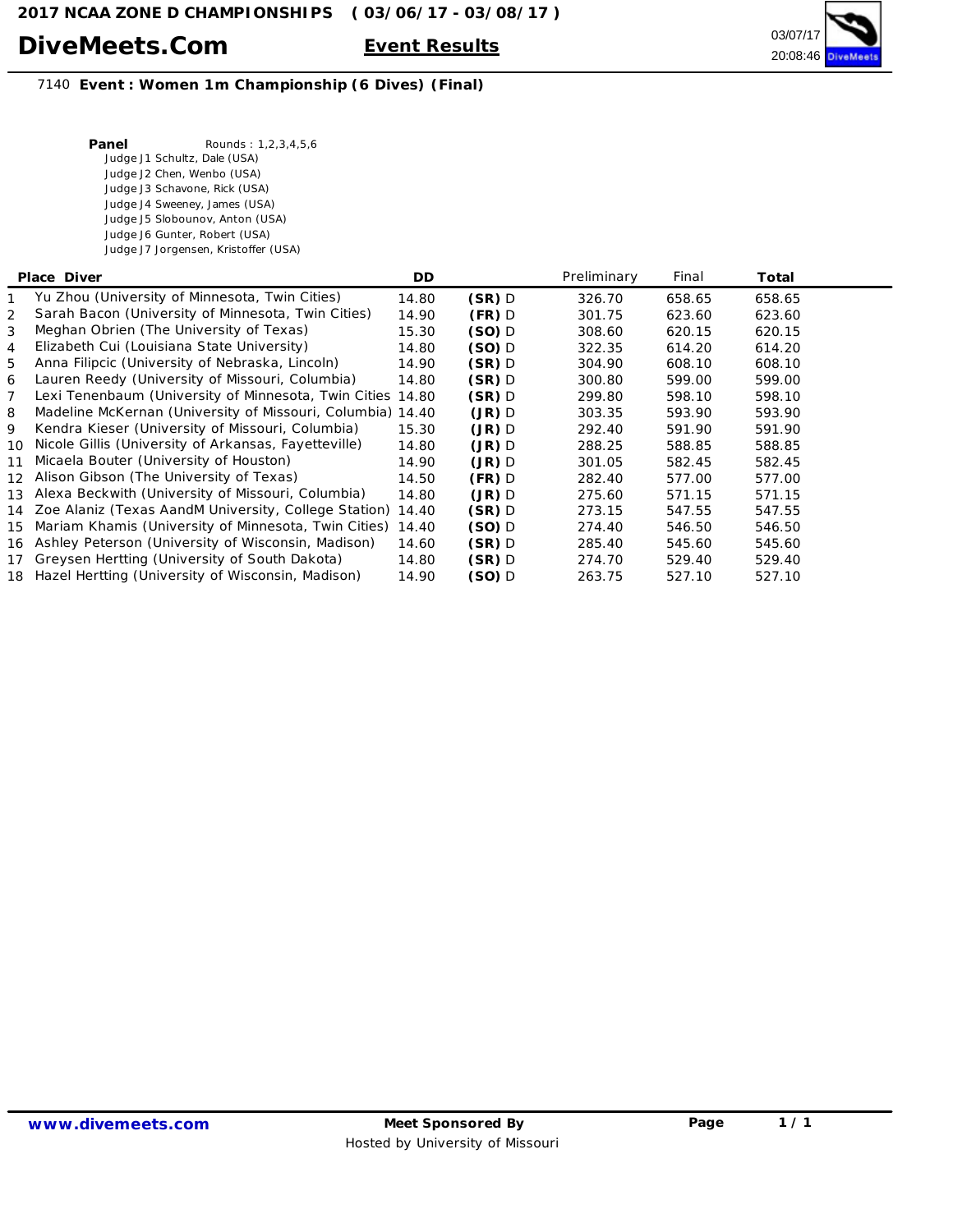# 2017 NCAA ZONE D CHAMPIONSHIPS ( 03/06/17 - 03/08/17 )

**DiveMeets.Com** **Event Results** 03/07/17 20:08:46

7140 **Event : Women 1m Championship (6 Dives) (Final)**

**Panel** Rounds : 1,2,3,4,5,6

- Judge J1 Schultz, Dale (USA)
- Judge J2 Chen, Wenbo (USA)
- Judge J3 Schavone, Rick (USA)
- Judge J4 Sweeney, James (USA)
- Judge J5 Slobounov, Anton (USA)
- Judge J6 Gunter, Robert (USA)
- Judge J7 Jorgensen, Kristoffer (USA)

| Place | Diver | DD | | Preliminary | Final | Total |
|---|---|---|---|---|---|---|
| 1 | Yu Zhou (University of Minnesota, Twin Cities) | 14.80 | **(SR)** D | 326.70 | 658.65 | 658.65 |
| 2 | Sarah Bacon (University of Minnesota, Twin Cities) | 14.90 | **(FR)** D | 301.75 | 623.60 | 623.60 |
| 3 | Meghan Obrien (The University of Texas) | 15.30 | **(SO)** D | 308.60 | 620.15 | 620.15 |
| 4 | Elizabeth Cui (Louisiana State University) | 14.80 | **(SO)** D | 322.35 | 614.20 | 614.20 |
| 5 | Anna Filipcic (University of Nebraska, Lincoln) | 14.90 | **(SR)** D | 304.90 | 608.10 | 608.10 |
| 6 | Lauren Reedy (University of Missouri, Columbia) | 14.80 | **(SR)** D | 300.80 | 599.00 | 599.00 |
| 7 | Lexi Tenenbaum (University of Minnesota, Twin Cities | 14.80 | **(SR)** D | 299.80 | 598.10 | 598.10 |
| 8 | Madeline McKernan (University of Missouri, Columbia) | 14.40 | **(JR)** D | 303.35 | 593.90 | 593.90 |
| 9 | Kendra Kieser (University of Missouri, Columbia) | 15.30 | **(JR)** D | 292.40 | 591.90 | 591.90 |
| 10 | Nicole Gillis (University of Arkansas, Fayetteville) | 14.80 | **(JR)** D | 288.25 | 588.85 | 588.85 |
| 11 | Micaela Bouter (University of Houston) | 14.90 | **(JR)** D | 301.05 | 582.45 | 582.45 |
| 12 | Alison Gibson (The University of Texas) | 14.50 | **(FR)** D | 282.40 | 577.00 | 577.00 |
| 13 | Alexa Beckwith (University of Missouri, Columbia) | 14.80 | **(JR)** D | 275.60 | 571.15 | 571.15 |
| 14 | Zoe Alaniz (Texas AandM University, College Station) | 14.40 | **(SR)** D | 273.15 | 547.55 | 547.55 |
| 15 | Mariam Khamis (University of Minnesota, Twin Cities) | 14.40 | **(SO)** D | 274.40 | 546.50 | 546.50 |
| 16 | Ashley Peterson (University of Wisconsin, Madison) | 14.60 | **(SR)** D | 285.40 | 545.60 | 545.60 |
| 17 | Greysen Hertting (University of South Dakota) | 14.80 | **(SR)** D | 274.70 | 529.40 | 529.40 |
| 18 | Hazel Hertting (University of Wisconsin, Madison) | 14.90 | **(SO)** D | 263.75 | 527.10 | 527.10 |

**www.divemeets.com** **Meet Sponsored By** Hosted by University of Missouri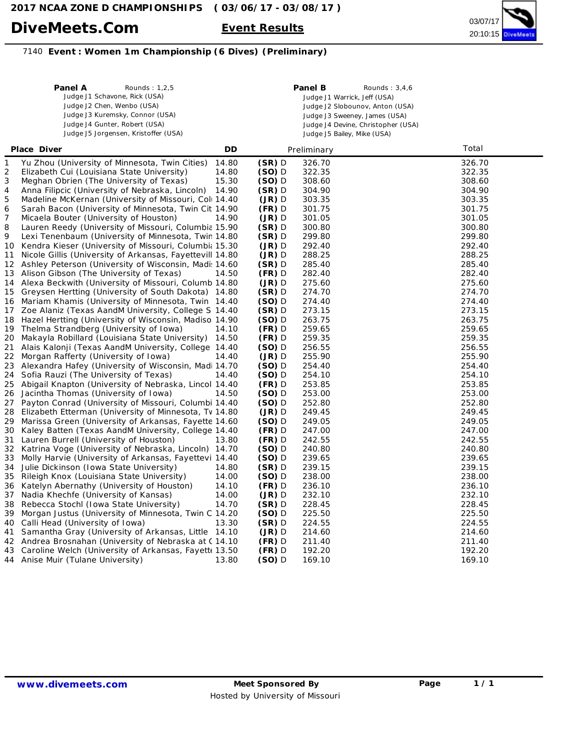# 2017 NCAA ZONE D CHAMPIONSHIPS ( 03/06/17 - 03/08/17 )

## DiveMeets.Com

**Event Results**

03/07/17
20:10:15

7140 **Event : Women 1m Championship (6 Dives) (Preliminary)**

**Panel A** Rounds : 1,2,5
Judge J1 Schavone, Rick (USA)
Judge J2 Chen, Wenbo (USA)
Judge J3 Kuremsky, Connor (USA)
Judge J4 Gunter, Robert (USA)
Judge J5 Jorgensen, Kristoffer (USA)

**Panel B** Rounds : 3,4,6
Judge J1 Warrick, Jeff (USA)
Judge J2 Slobounov, Anton (USA)
Judge J3 Sweeney, James (USA)
Judge J4 Devine, Christopher (USA)
Judge J5 Bailey, Mike (USA)

| Place | Diver | DD | | Preliminary | Total |
|---|---|---|---|---|---|
| 1 | Yu Zhou (University of Minnesota, Twin Cities) | 14.80 | **(SR)** D | 326.70 | 326.70 |
| 2 | Elizabeth Cui (Louisiana State University) | 14.80 | **(SO)** D | 322.35 | 322.35 |
| 3 | Meghan Obrien (The University of Texas) | 15.30 | **(SO)** D | 308.60 | 308.60 |
| 4 | Anna Filipcic (University of Nebraska, Lincoln) | 14.90 | **(SR)** D | 304.90 | 304.90 |
| 5 | Madeline McKernan (University of Missouri, Col | 14.40 | **(JR)** D | 303.35 | 303.35 |
| 6 | Sarah Bacon (University of Minnesota, Twin Cit | 14.90 | **(FR)** D | 301.75 | 301.75 |
| 7 | Micaela Bouter (University of Houston) | 14.90 | **(JR)** D | 301.05 | 301.05 |
| 8 | Lauren Reedy (University of Missouri, Columbia | 15.90 | **(SR)** D | 300.80 | 300.80 |
| 9 | Lexi Tenenbaum (University of Minnesota, Twin | 14.80 | **(SR)** D | 299.80 | 299.80 |
| 10 | Kendra Kieser (University of Missouri, Columbia | 15.30 | **(JR)** D | 292.40 | 292.40 |
| 11 | Nicole Gillis (University of Arkansas, Fayettevill | 14.80 | **(JR)** D | 288.25 | 288.25 |
| 12 | Ashley Peterson (University of Wisconsin, Madi | 14.60 | **(SR)** D | 285.40 | 285.40 |
| 13 | Alison Gibson (The University of Texas) | 14.50 | **(FR)** D | 282.40 | 282.40 |
| 14 | Alexa Beckwith (University of Missouri, Columb | 14.80 | **(JR)** D | 275.60 | 275.60 |
| 15 | Greysen Hertting (University of South Dakota) | 14.80 | **(SR)** D | 274.70 | 274.70 |
| 16 | Mariam Khamis (University of Minnesota, Twin | 14.40 | **(SO)** D | 274.40 | 274.40 |
| 17 | Zoe Alaniz (Texas AandM University, College S | 14.40 | **(SR)** D | 273.15 | 273.15 |
| 18 | Hazel Hertting (University of Wisconsin, Madiso | 14.90 | **(SO)** D | 263.75 | 263.75 |
| 19 | Thelma Strandberg (University of Iowa) | 14.10 | **(FR)** D | 259.65 | 259.65 |
| 20 | Makayla Robillard (Louisiana State University) | 14.50 | **(FR)** D | 259.35 | 259.35 |
| 21 | Alais Kalonji (Texas AandM University, College | 14.40 | **(SO)** D | 256.55 | 256.55 |
| 22 | Morgan Rafferty (University of Iowa) | 14.40 | **(JR)** D | 255.90 | 255.90 |
| 23 | Alexandra Hafey (University of Wisconsin, Madi | 14.70 | **(SO)** D | 254.40 | 254.40 |
| 24 | Sofia Rauzi (The University of Texas) | 14.40 | **(SO)** D | 254.10 | 254.10 |
| 25 | Abigail Knapton (University of Nebraska, Lincol | 14.40 | **(FR)** D | 253.85 | 253.85 |
| 26 | Jacintha Thomas (University of Iowa) | 14.50 | **(SO)** D | 253.00 | 253.00 |
| 27 | Payton Conrad (University of Missouri, Columbi | 14.40 | **(SO)** D | 252.80 | 252.80 |
| 28 | Elizabeth Etterman (University of Minnesota, Tv | 14.80 | **(JR)** D | 249.45 | 249.45 |
| 29 | Marissa Green (University of Arkansas, Fayette | 14.60 | **(SO)** D | 249.05 | 249.05 |
| 30 | Kaley Batten (Texas AandM University, College | 14.40 | **(FR)** D | 247.00 | 247.00 |
| 31 | Lauren Burrell (University of Houston) | 13.80 | **(FR)** D | 242.55 | 242.55 |
| 32 | Katrina Voge (University of Nebraska, Lincoln) | 14.70 | **(SO)** D | 240.80 | 240.80 |
| 33 | Molly Harvie (University of Arkansas, Fayettevi | 14.40 | **(SO)** D | 239.65 | 239.65 |
| 34 | Julie Dickinson (Iowa State University) | 14.80 | **(SR)** D | 239.15 | 239.15 |
| 35 | Rileigh Knox (Louisiana State University) | 14.00 | **(SO)** D | 238.00 | 238.00 |
| 36 | Katelyn Abernathy (University of Houston) | 14.10 | **(FR)** D | 236.10 | 236.10 |
| 37 | Nadia Khechfe (University of Kansas) | 14.00 | **(JR)** D | 232.10 | 232.10 |
| 38 | Rebecca Stochl (Iowa State University) | 14.70 | **(SR)** D | 228.45 | 228.45 |
| 39 | Morgan Justus (University of Minnesota, Twin C | 14.20 | **(SO)** D | 225.50 | 225.50 |
| 40 | Calli Head (University of Iowa) | 13.30 | **(SR)** D | 224.55 | 224.55 |
| 41 | Samantha Gray (University of Arkansas, Little | 14.10 | **(JR)** D | 214.60 | 214.60 |
| 42 | Andrea Brosnahan (University of Nebraska at ( | 14.10 | **(FR)** D | 211.40 | 211.40 |
| 43 | Caroline Welch (University of Arkansas, Fayett | 13.50 | **(FR)** D | 192.20 | 192.20 |
| 44 | Anise Muir (Tulane University) | 13.80 | **(SO)** D | 169.10 | 169.10 |

**www.divemeets.com**

**Meet Sponsored By**
Hosted by University of Missouri